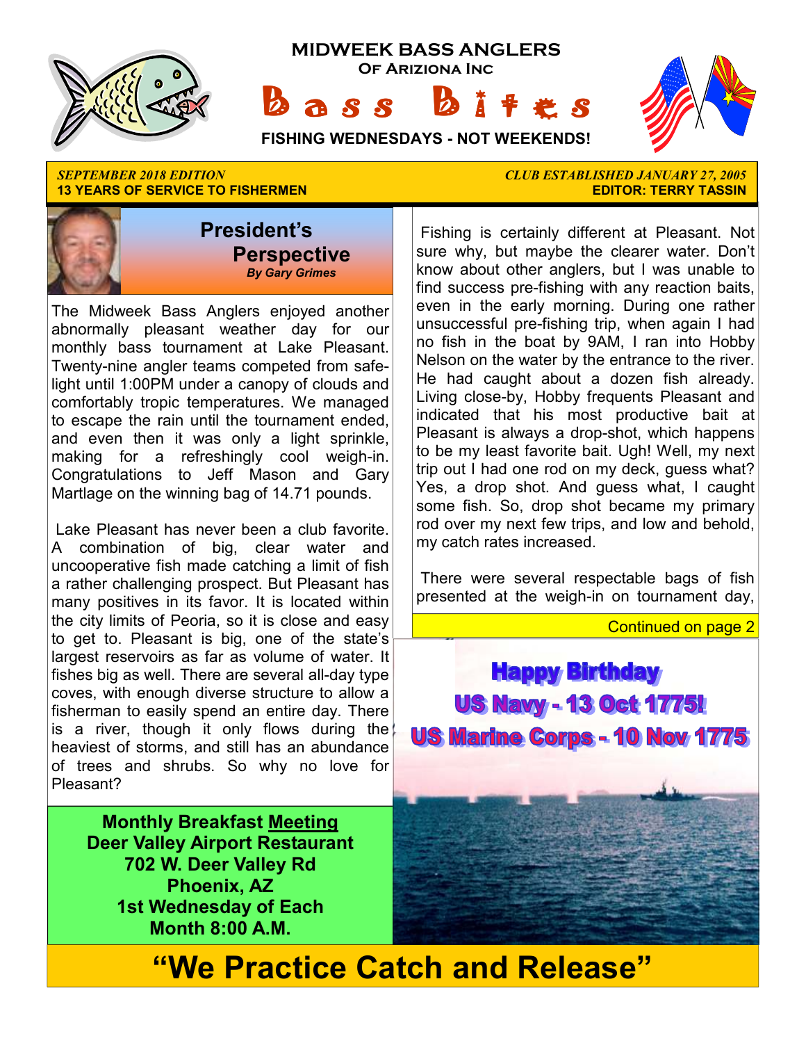# MIDWEEK BASS ANGLERS

**OF ARIZIONA INC**

# Bass Bites

**FISHING WEDNESDAYS - NOT WEEKENDS!**

*SEPTEMBER 2018 EDITION*
**13 YEARS OF SERVICE TO FISHERMEN**

*CLUB ESTABLISHED JANUARY 27, 2005*
**EDITOR: TERRY TASSIN**

## President's Perspective

***By Gary Grimes***

The Midweek Bass Anglers enjoyed another abnormally pleasant weather day for our monthly bass tournament at Lake Pleasant. Twenty-nine angler teams competed from safe-light until 1:00PM under a canopy of clouds and comfortably tropic temperatures. We managed to escape the rain until the tournament ended, and even then it was only a light sprinkle, making for a refreshingly cool weigh-in. Congratulations to Jeff Mason and Gary Martlage on the winning bag of 14.71 pounds.

Lake Pleasant has never been a club favorite. A combination of big, clear water and uncooperative fish made catching a limit of fish a rather challenging prospect. But Pleasant has many positives in its favor. It is located within the city limits of Peoria, so it is close and easy to get to. Pleasant is big, one of the state's largest reservoirs as far as volume of water. It fishes big as well. There are several all-day type coves, with enough diverse structure to allow a fisherman to easily spend an entire day. There is a river, though it only flows during the heaviest of storms, and still has an abundance of trees and shrubs. So why no love for Pleasant?

Fishing is certainly different at Pleasant. Not sure why, but maybe the clearer water. Don't know about other anglers, but I was unable to find success pre-fishing with any reaction baits, even in the early morning. During one rather unsuccessful pre-fishing trip, when again I had no fish in the boat by 9AM, I ran into Hobby Nelson on the water by the entrance to the river. He had caught about a dozen fish already. Living close-by, Hobby frequents Pleasant and indicated that his most productive bait at Pleasant is always a drop-shot, which happens to be my least favorite bait. Ugh! Well, my next trip out I had one rod on my deck, guess what? Yes, a drop shot. And guess what, I caught some fish. So, drop shot became my primary rod over my next few trips, and low and behold, my catch rates increased.

There were several respectable bags of fish presented at the weigh-in on tournament day,

Continued on page 2

**Monthly Breakfast Meeting**
**Deer Valley Airport Restaurant**
**702 W. Deer Valley Rd**
**Phoenix, AZ**
**1st Wednesday of Each Month 8:00 A.M.**

**Happy Birthday**
**US Navy - 13 Oct 1775!**
**US Marine Corps - 10 Nov 1775**

## "We Practice Catch and Release"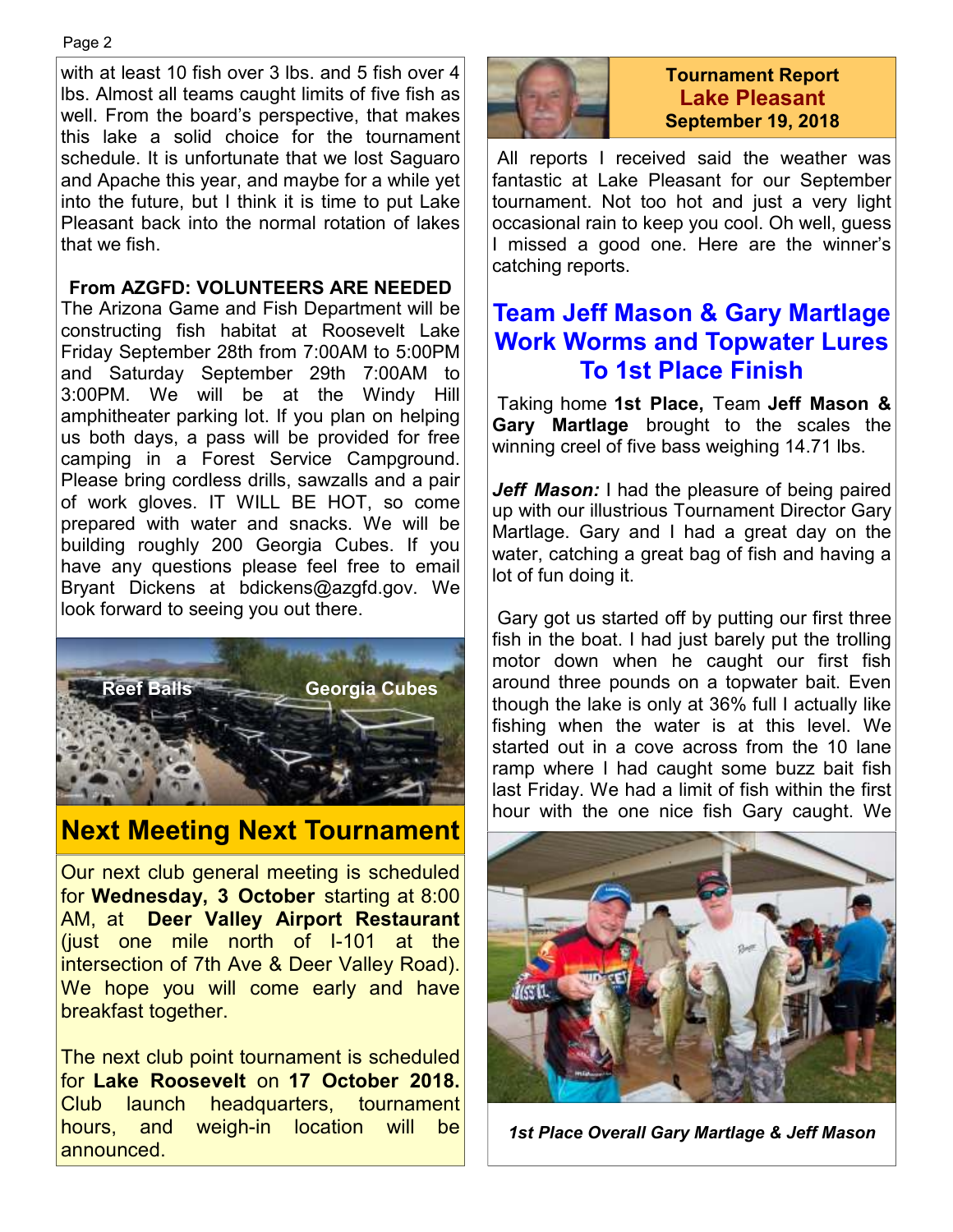with at least 10 fish over 3 lbs. and 5 fish over 4 lbs. Almost all teams caught limits of five fish as well. From the board's perspective, that makes this lake a solid choice for the tournament schedule. It is unfortunate that we lost Saguaro and Apache this year, and maybe for a while yet into the future, but I think it is time to put Lake Pleasant back into the normal rotation of lakes that we fish.

**From AZGFD: VOLUNTEERS ARE NEEDED**

The Arizona Game and Fish Department will be constructing fish habitat at Roosevelt Lake Friday September 28th from 7:00AM to 5:00PM and Saturday September 29th 7:00AM to 3:00PM. We will be at the Windy Hill amphitheater parking lot. If you plan on helping us both days, a pass will be provided for free camping in a Forest Service Campground. Please bring cordless drills, sawzalls and a pair of work gloves. IT WILL BE HOT, so come prepared with water and snacks. We will be building roughly 200 Georgia Cubes. If you have any questions please feel free to email Bryant Dickens at bdickens@azgfd.gov. We look forward to seeing you out there.

Reef Balls    Georgia Cubes

## Next Meeting Next Tournament

Our next club general meeting is scheduled for **Wednesday, 3 October** starting at 8:00 AM, at **Deer Valley Airport Restaurant** (just one mile north of I-101 at the intersection of 7th Ave & Deer Valley Road). We hope you will come early and have breakfast together.

The next club point tournament is scheduled for **Lake Roosevelt** on **17 October 2018.** Club launch headquarters, tournament hours, and weigh-in location will be announced.

**Tournament Report**
**Lake Pleasant**
**September 19, 2018**

All reports I received said the weather was fantastic at Lake Pleasant for our September tournament. Not too hot and just a very light occasional rain to keep you cool. Oh well, guess I missed a good one. Here are the winner's catching reports.

## Team Jeff Mason & Gary Martlage Work Worms and Topwater Lures To 1st Place Finish

Taking home **1st Place,** Team **Jeff Mason & Gary Martlage** brought to the scales the winning creel of five bass weighing 14.71 lbs.

***Jeff Mason:*** I had the pleasure of being paired up with our illustrious Tournament Director Gary Martlage. Gary and I had a great day on the water, catching a great bag of fish and having a lot of fun doing it.

Gary got us started off by putting our first three fish in the boat. I had just barely put the trolling motor down when he caught our first fish around three pounds on a topwater bait. Even though the lake is only at 36% full I actually like fishing when the water is at this level. We started out in a cove across from the 10 lane ramp where I had caught some buzz bait fish last Friday. We had a limit of fish within the first hour with the one nice fish Gary caught. We

*1st Place Overall Gary Martlage & Jeff Mason*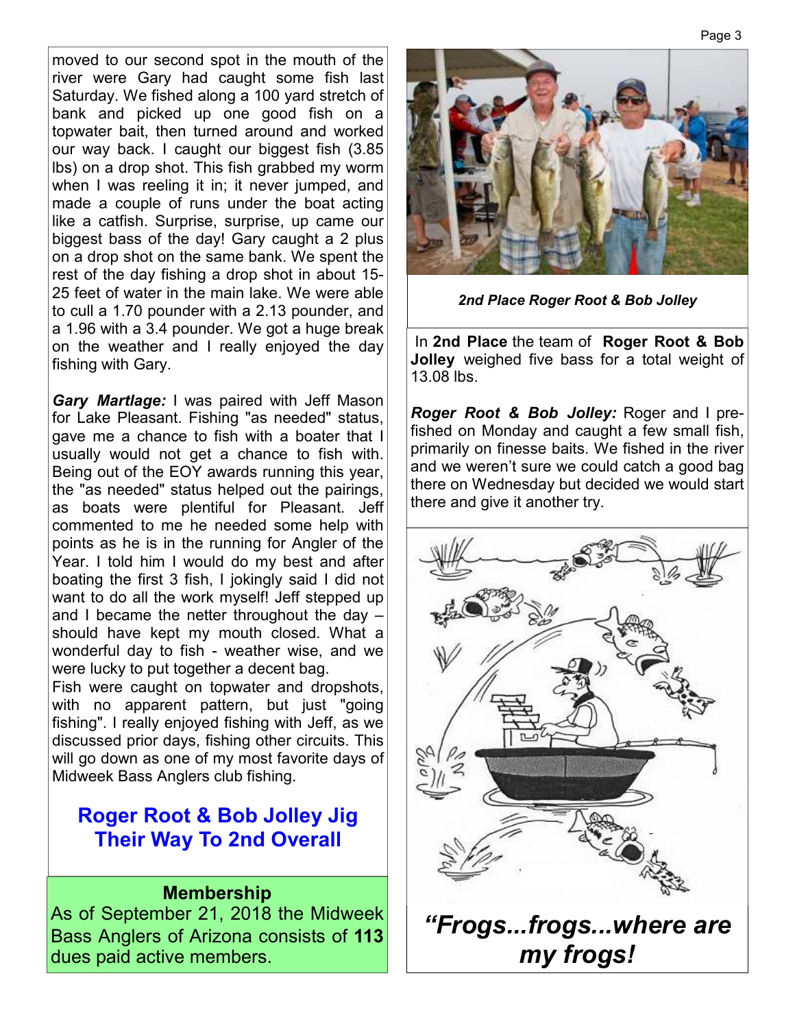moved to our second spot in the mouth of the river were Gary had caught some fish last Saturday. We fished along a 100 yard stretch of bank and picked up one good fish on a topwater bait, then turned around and worked our way back. I caught our biggest fish (3.85 lbs) on a drop shot. This fish grabbed my worm when I was reeling it in; it never jumped, and made a couple of runs under the boat acting like a catfish. Surprise, surprise, up came our biggest bass of the day! Gary caught a 2 plus on a drop shot on the same bank. We spent the rest of the day fishing a drop shot in about 15-25 feet of water in the main lake. We were able to cull a 1.70 pounder with a 2.13 pounder, and a 1.96 with a 3.4 pounder. We got a huge break on the weather and I really enjoyed the day fishing with Gary.

***Gary Martlage:*** I was paired with Jeff Mason for Lake Pleasant. Fishing "as needed" status, gave me a chance to fish with a boater that I usually would not get a chance to fish with. Being out of the EOY awards running this year, the "as needed" status helped out the pairings, as boats were plentiful for Pleasant. Jeff commented to me he needed some help with points as he is in the running for Angler of the Year. I told him I would do my best and after boating the first 3 fish, I jokingly said I did not want to do all the work myself! Jeff stepped up and I became the netter throughout the day – should have kept my mouth closed. What a wonderful day to fish - weather wise, and we were lucky to put together a decent bag.

Fish were caught on topwater and dropshots, with no apparent pattern, but just "going fishing". I really enjoyed fishing with Jeff, as we discussed prior days, fishing other circuits. This will go down as one of my most favorite days of Midweek Bass Anglers club fishing.

## Roger Root & Bob Jolley Jig Their Way To 2nd Overall

### Membership

As of September 21, 2018 the Midweek Bass Anglers of Arizona consists of **113** dues paid active members.

*2nd Place Roger Root & Bob Jolley*

In **2nd Place** the team of **Roger Root & Bob Jolley** weighed five bass for a total weight of 13.08 lbs.

***Roger Root & Bob Jolley:*** Roger and I pre-fished on Monday and caught a few small fish, primarily on finesse baits. We fished in the river and we weren't sure we could catch a good bag there on Wednesday but decided we would start there and give it another try.

***"Frogs...frogs...where are my frogs!***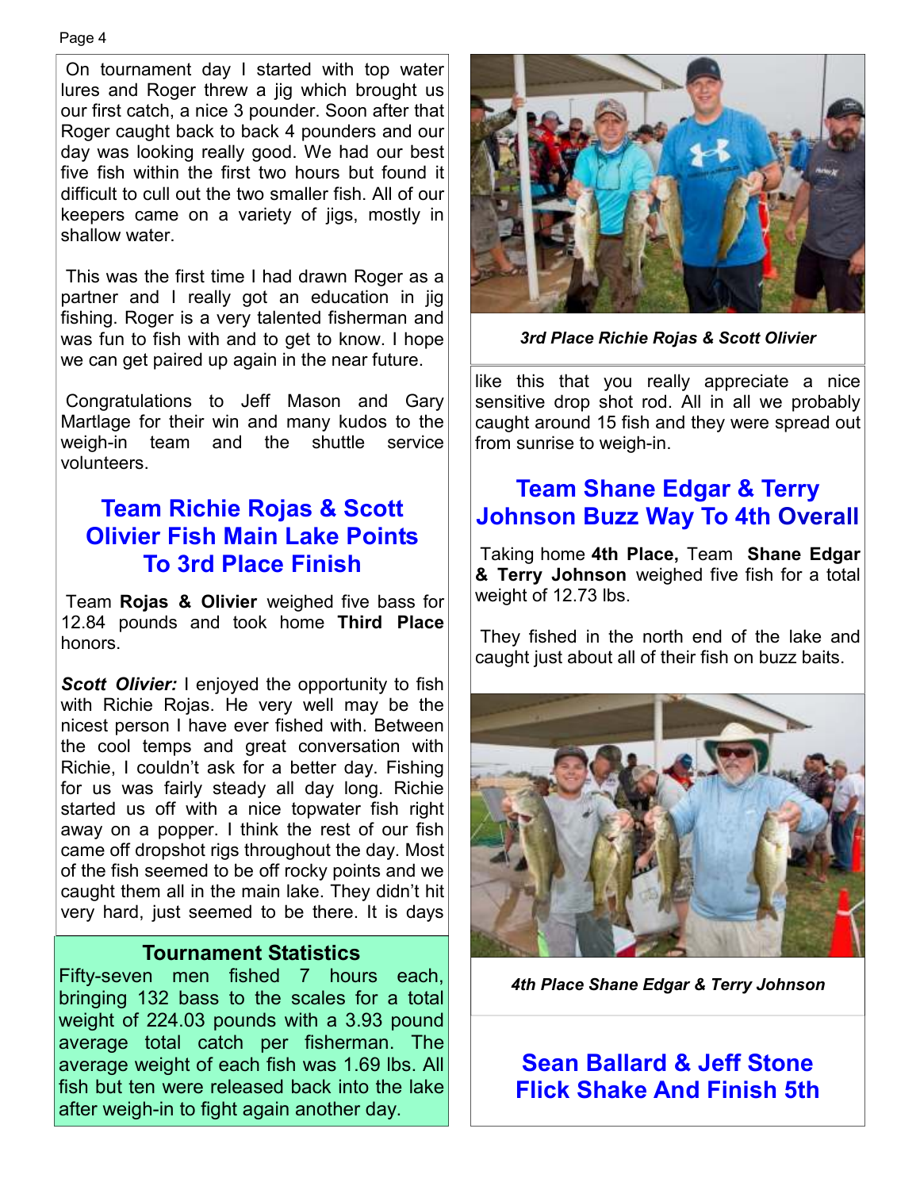On tournament day I started with top water lures and Roger threw a jig which brought us our first catch, a nice 3 pounder. Soon after that Roger caught back to back 4 pounders and our day was looking really good. We had our best five fish within the first two hours but found it difficult to cull out the two smaller fish. All of our keepers came on a variety of jigs, mostly in shallow water.

This was the first time I had drawn Roger as a partner and I really got an education in jig fishing. Roger is a very talented fisherman and was fun to fish with and to get to know. I hope we can get paired up again in the near future.

Congratulations to Jeff Mason and Gary Martlage for their win and many kudos to the weigh-in team and the shuttle service volunteers.

## Team Richie Rojas & Scott Olivier Fish Main Lake Points To 3rd Place Finish

Team **Rojas & Olivier** weighed five bass for 12.84 pounds and took home **Third Place** honors.

***Scott Olivier:*** I enjoyed the opportunity to fish with Richie Rojas. He very well may be the nicest person I have ever fished with. Between the cool temps and great conversation with Richie, I couldn't ask for a better day. Fishing for us was fairly steady all day long. Richie started us off with a nice topwater fish right away on a popper. I think the rest of our fish came off dropshot rigs throughout the day. Most of the fish seemed to be off rocky points and we caught them all in the main lake. They didn't hit very hard, just seemed to be there. It is days like this that you really appreciate a nice sensitive drop shot rod. All in all we probably caught around 15 fish and they were spread out from sunrise to weigh-in.

*3rd Place Richie Rojas & Scott Olivier*

### Tournament Statistics

Fifty-seven men fished 7 hours each, bringing 132 bass to the scales for a total weight of 224.03 pounds with a 3.93 pound average total catch per fisherman. The average weight of each fish was 1.69 lbs. All fish but ten were released back into the lake after weigh-in to fight again another day.

## Team Shane Edgar & Terry Johnson Buzz Way To 4th Overall

Taking home **4th Place,** Team **Shane Edgar & Terry Johnson** weighed five fish for a total weight of 12.73 lbs.

They fished in the north end of the lake and caught just about all of their fish on buzz baits.

*4th Place Shane Edgar & Terry Johnson*

## Sean Ballard & Jeff Stone Flick Shake And Finish 5th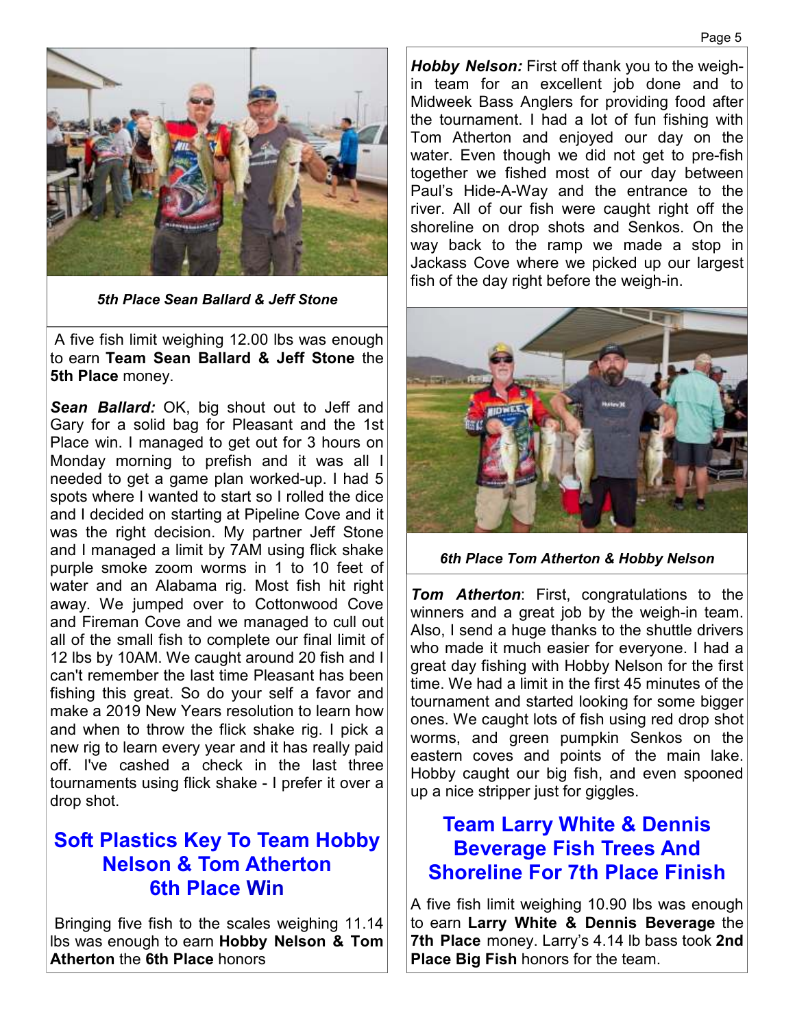*5th Place Sean Ballard & Jeff Stone*

A five fish limit weighing 12.00 lbs was enough to earn **Team Sean Ballard & Jeff Stone** the **5th Place** money.

***Sean Ballard:*** OK, big shout out to Jeff and Gary for a solid bag for Pleasant and the 1st Place win. I managed to get out for 3 hours on Monday morning to prefish and it was all I needed to get a game plan worked-up. I had 5 spots where I wanted to start so I rolled the dice and I decided on starting at Pipeline Cove and it was the right decision. My partner Jeff Stone and I managed a limit by 7AM using flick shake purple smoke zoom worms in 1 to 10 feet of water and an Alabama rig. Most fish hit right away. We jumped over to Cottonwood Cove and Fireman Cove and we managed to cull out all of the small fish to complete our final limit of 12 lbs by 10AM. We caught around 20 fish and I can't remember the last time Pleasant has been fishing this great. So do your self a favor and make a 2019 New Years resolution to learn how and when to throw the flick shake rig. I pick a new rig to learn every year and it has really paid off. I've cashed a check in the last three tournaments using flick shake - I prefer it over a drop shot.

## Soft Plastics Key To Team Hobby Nelson & Tom Atherton 6th Place Win

Bringing five fish to the scales weighing 11.14 lbs was enough to earn **Hobby Nelson & Tom Atherton** the **6th Place** honors

***Hobby Nelson:*** First off thank you to the weigh-in team for an excellent job done and to Midweek Bass Anglers for providing food after the tournament. I had a lot of fun fishing with Tom Atherton and enjoyed our day on the water. Even though we did not get to pre-fish together we fished most of our day between Paul's Hide-A-Way and the entrance to the river. All of our fish were caught right off the shoreline on drop shots and Senkos. On the way back to the ramp we made a stop in Jackass Cove where we picked up our largest fish of the day right before the weigh-in.

*6th Place Tom Atherton & Hobby Nelson*

***Tom Atherton***: First, congratulations to the winners and a great job by the weigh-in team. Also, I send a huge thanks to the shuttle drivers who made it much easier for everyone. I had a great day fishing with Hobby Nelson for the first time. We had a limit in the first 45 minutes of the tournament and started looking for some bigger ones. We caught lots of fish using red drop shot worms, and green pumpkin Senkos on the eastern coves and points of the main lake. Hobby caught our big fish, and even spooned up a nice stripper just for giggles.

## Team Larry White & Dennis Beverage Fish Trees And Shoreline For 7th Place Finish

A five fish limit weighing 10.90 lbs was enough to earn **Larry White & Dennis Beverage** the **7th Place** money. Larry's 4.14 lb bass took **2nd Place Big Fish** honors for the team.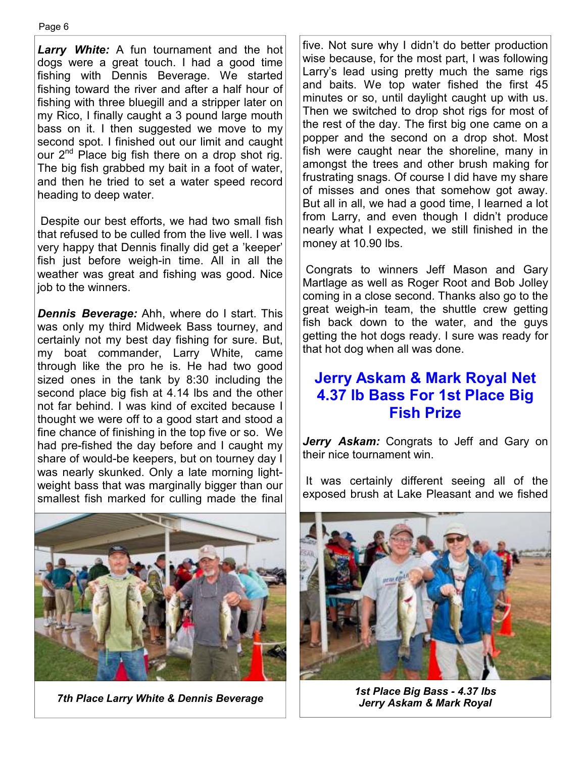***Larry White:*** A fun tournament and the hot dogs were a great touch. I had a good time fishing with Dennis Beverage. We started fishing toward the river and after a half hour of fishing with three bluegill and a stripper later on my Rico, I finally caught a 3 pound large mouth bass on it. I then suggested we move to my second spot. I finished out our limit and caught our 2nd Place big fish there on a drop shot rig. The big fish grabbed my bait in a foot of water, and then he tried to set a water speed record heading to deep water.

Despite our best efforts, we had two small fish that refused to be culled from the live well. I was very happy that Dennis finally did get a 'keeper' fish just before weigh-in time. All in all the weather was great and fishing was good. Nice job to the winners.

***Dennis Beverage:*** Ahh, where do I start. This was only my third Midweek Bass tourney, and certainly not my best day fishing for sure. But, my boat commander, Larry White, came through like the pro he is. He had two good sized ones in the tank by 8:30 including the second place big fish at 4.14 lbs and the other not far behind. I was kind of excited because I thought we were off to a good start and stood a fine chance of finishing in the top five or so. We had pre-fished the day before and I caught my share of would-be keepers, but on tourney day I was nearly skunked. Only a late morning light-weight bass that was marginally bigger than our smallest fish marked for culling made the final five. Not sure why I didn't do better production wise because, for the most part, I was following Larry's lead using pretty much the same rigs and baits. We top water fished the first 45 minutes or so, until daylight caught up with us. Then we switched to drop shot rigs for most of the rest of the day. The first big one came on a popper and the second on a drop shot. Most fish were caught near the shoreline, many in amongst the trees and other brush making for frustrating snags. Of course I did have my share of misses and ones that somehow got away. But all in all, we had a good time, I learned a lot from Larry, and even though I didn't produce nearly what I expected, we still finished in the money at 10.90 lbs.

Congrats to winners Jeff Mason and Gary Martlage as well as Roger Root and Bob Jolley coming in a close second. Thanks also go to the great weigh-in team, the shuttle crew getting fish back down to the water, and the guys getting the hot dogs ready. I sure was ready for that hot dog when all was done.

*7th Place Larry White & Dennis Beverage*

## Jerry Askam & Mark Royal Net 4.37 lb Bass For 1st Place Big Fish Prize

***Jerry Askam:*** Congrats to Jeff and Gary on their nice tournament win.

It was certainly different seeing all of the exposed brush at Lake Pleasant and we fished

*1st Place Big Bass - 4.37 lbs*
*Jerry Askam & Mark Royal*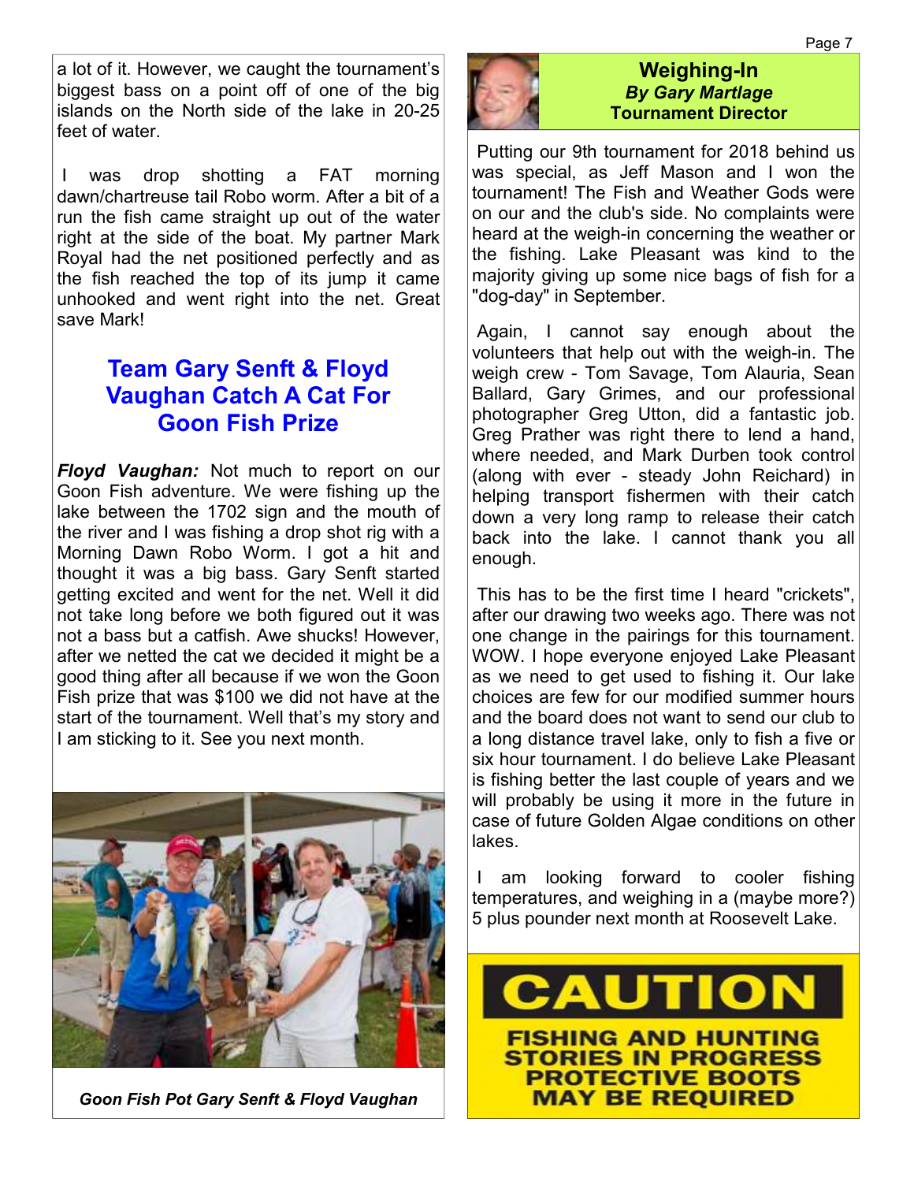a lot of it. However, we caught the tournament's biggest bass on a point off of one of the big islands on the North side of the lake in 20-25 feet of water.

I was drop shotting a FAT morning dawn/chartreuse tail Robo worm. After a bit of a run the fish came straight up out of the water right at the side of the boat. My partner Mark Royal had the net positioned perfectly and as the fish reached the top of its jump it came unhooked and went right into the net. Great save Mark!

## Team Gary Senft & Floyd Vaughan Catch A Cat For Goon Fish Prize

***Floyd Vaughan:*** Not much to report on our Goon Fish adventure. We were fishing up the lake between the 1702 sign and the mouth of the river and I was fishing a drop shot rig with a Morning Dawn Robo Worm. I got a hit and thought it was a big bass. Gary Senft started getting excited and went for the net. Well it did not take long before we both figured out it was not a bass but a catfish. Awe shucks! However, after we netted the cat we decided it might be a good thing after all because if we won the Goon Fish prize that was $100 we did not have at the start of the tournament. Well that's my story and I am sticking to it. See you next month.

***Goon Fish Pot Gary Senft & Floyd Vaughan***

## Weighing-In
***By Gary Martlage***
**Tournament Director**

Putting our 9th tournament for 2018 behind us was special, as Jeff Mason and I won the tournament! The Fish and Weather Gods were on our and the club's side. No complaints were heard at the weigh-in concerning the weather or the fishing. Lake Pleasant was kind to the majority giving up some nice bags of fish for a "dog-day" in September.

Again, I cannot say enough about the volunteers that help out with the weigh-in. The weigh crew - Tom Savage, Tom Alauria, Sean Ballard, Gary Grimes, and our professional photographer Greg Utton, did a fantastic job. Greg Prather was right there to lend a hand, where needed, and Mark Durben took control (along with ever - steady John Reichard) in helping transport fishermen with their catch down a very long ramp to release their catch back into the lake. I cannot thank you all enough.

This has to be the first time I heard "crickets", after our drawing two weeks ago. There was not one change in the pairings for this tournament. WOW. I hope everyone enjoyed Lake Pleasant as we need to get used to fishing it. Our lake choices are few for our modified summer hours and the board does not want to send our club to a long distance travel lake, only to fish a five or six hour tournament. I do believe Lake Pleasant is fishing better the last couple of years and we will probably be using it more in the future in case of future Golden Algae conditions on other lakes.

I am looking forward to cooler fishing temperatures, and weighing in a (maybe more?) 5 plus pounder next month at Roosevelt Lake.

**CAUTION**

**FISHING AND HUNTING STORIES IN PROGRESS PROTECTIVE BOOTS MAY BE REQUIRED**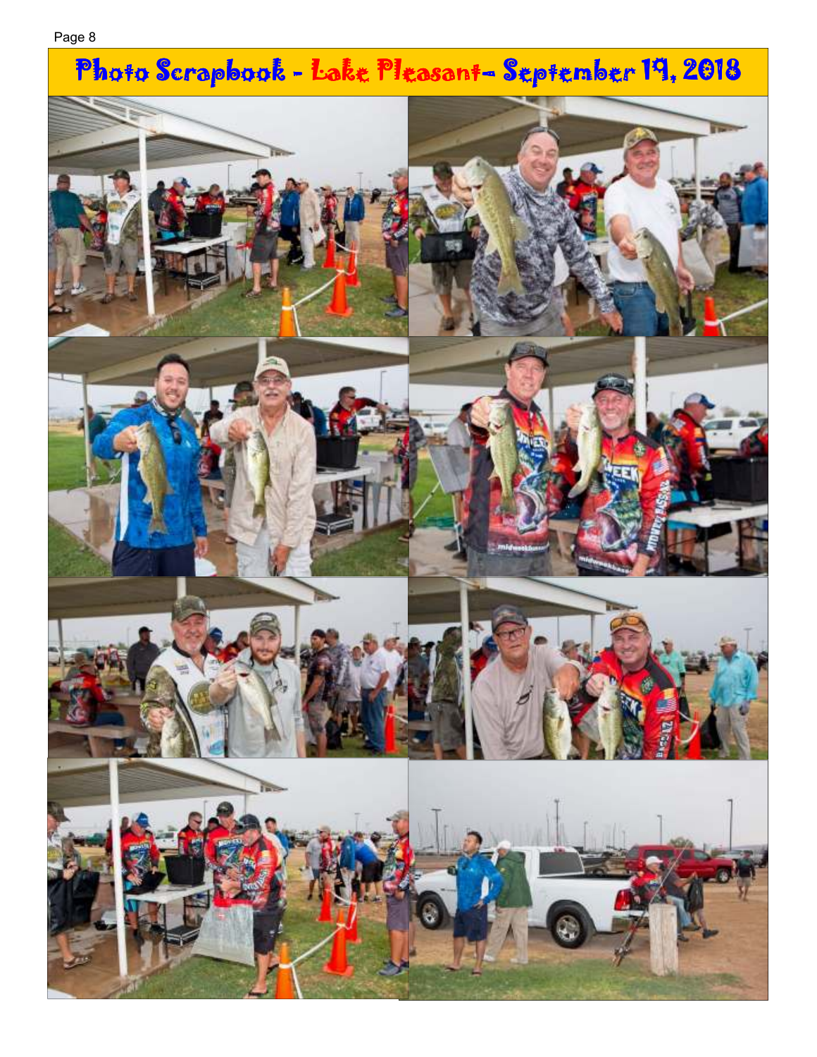# Photo Scrapbook - Lake Pleasant– September 19, 2018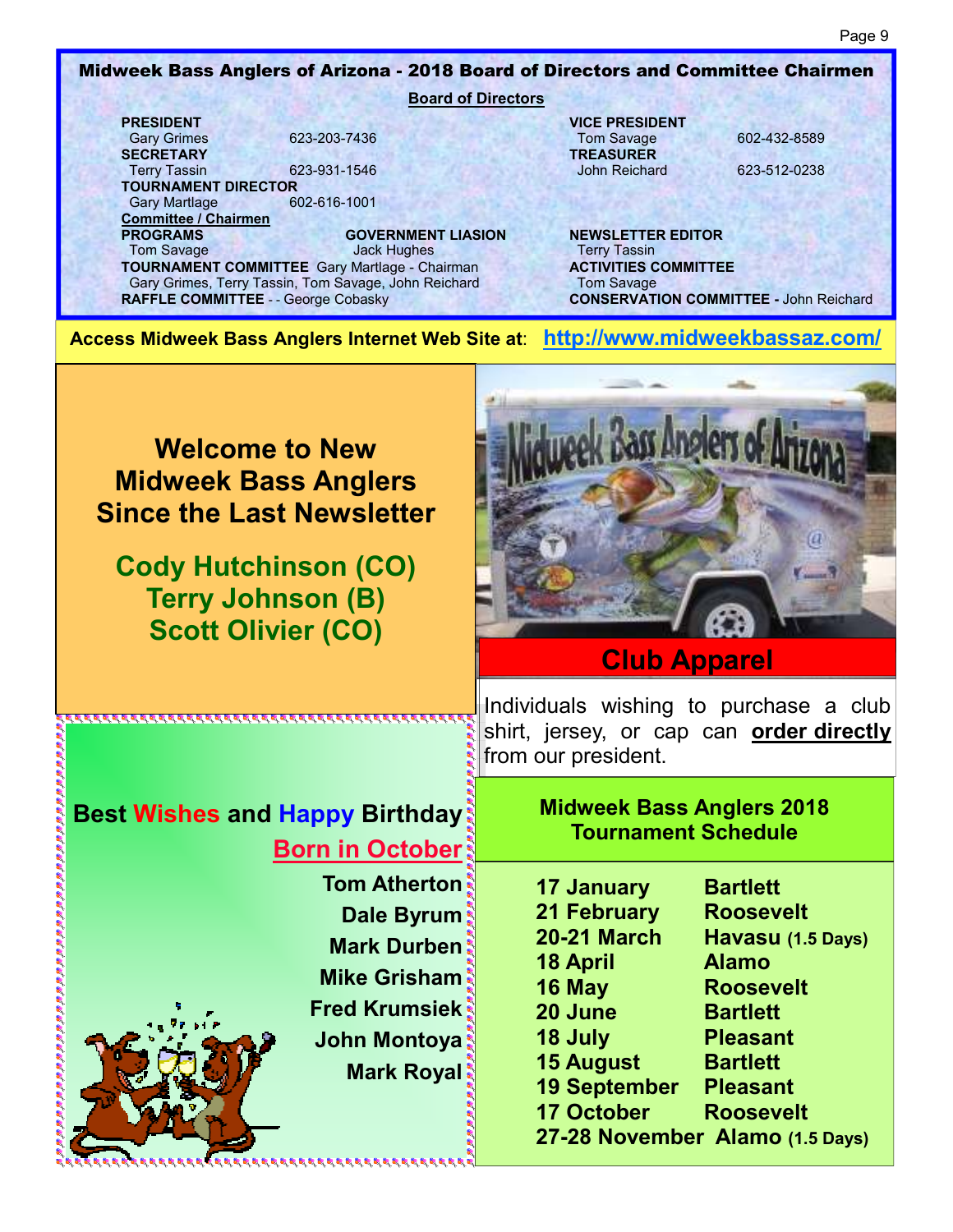## Midweek Bass Anglers of Arizona - 2018 Board of Directors and Committee Chairmen

### Board of Directors

**PRESIDENT**
Gary Grimes 623-203-7436

**VICE PRESIDENT**
Tom Savage 602-432-8589

**SECRETARY**
Terry Tassin 623-931-1546

**TREASURER**
John Reichard 623-512-0238

**TOURNAMENT DIRECTOR**
Gary Martlage 602-616-1001

**Committee / Chairmen**

**PROGRAMS**
Tom Savage

**GOVERNMENT LIASION**
Jack Hughes

**NEWSLETTER EDITOR**
Terry Tassin

**TOURNAMENT COMMITTEE** Gary Martlage - Chairman
Gary Grimes, Terry Tassin, Tom Savage, John Reichard

**ACTIVITIES COMMITTEE**
Tom Savage

**RAFFLE COMMITTEE** - - George Cobasky

**CONSERVATION COMMITTEE** - John Reichard

**Access Midweek Bass Anglers Internet Web Site at**: http://www.midweekbassaz.com/

## Welcome to New Midweek Bass Anglers Since the Last Newsletter

**Cody Hutchinson (CO)**
**Terry Johnson (B)**
**Scott Olivier (CO)**

## Club Apparel

Individuals wishing to purchase a club shirt, jersey, or cap can **order directly** from our president.

## Best Wishes and Happy Birthday

**Born in October**

Tom Atherton
Dale Byrum
Mark Durben
Mike Grisham
Fred Krumsiek
John Montoya
Mark Royal

## Midweek Bass Anglers 2018 Tournament Schedule

| | |
|---|---|
| 17 January | Bartlett |
| 21 February | Roosevelt |
| 20-21 March | Havasu (1.5 Days) |
| 18 April | Alamo |
| 16 May | Roosevelt |
| 20 June | Bartlett |
| 18 July | Pleasant |
| 15 August | Bartlett |
| 19 September | Pleasant |
| 17 October | Roosevelt |
| 27-28 November | Alamo (1.5 Days) |